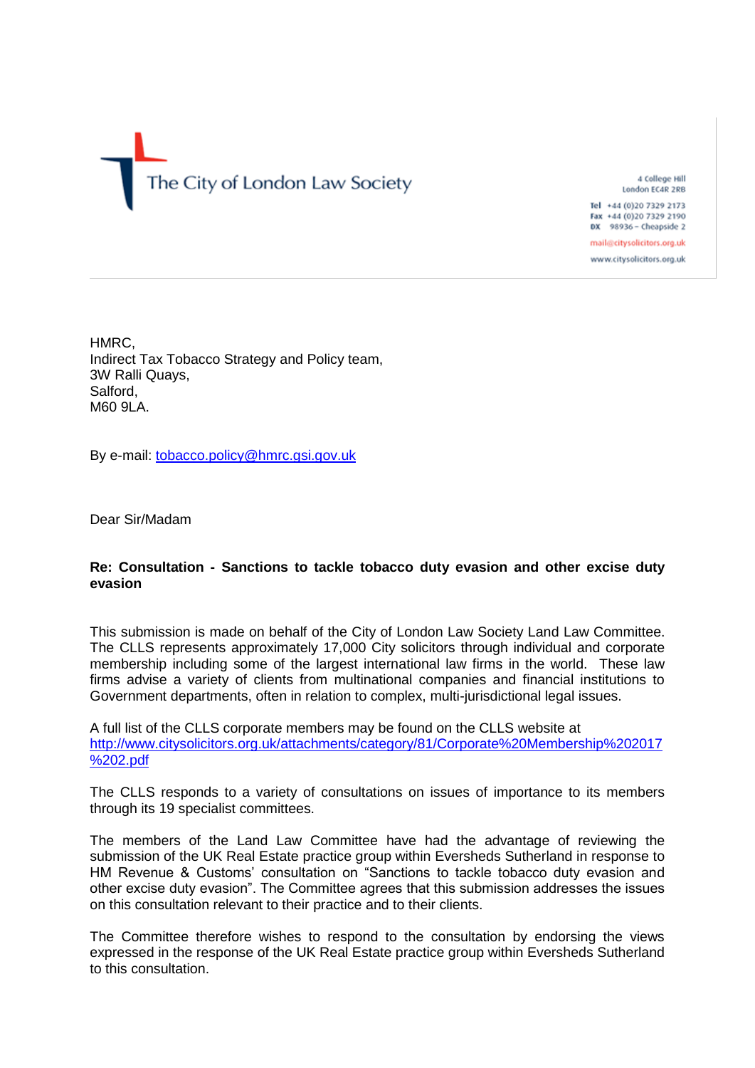The City of London Law Society

4 College Hill
London EC4R 2RB

**Tel** +44 (0)20 7329 2173
**Fax** +44 (0)20 7329 2190
**DX** 98936 – Cheapside 2

mail@citysolicitors.org.uk

www.citysolicitors.org.uk

HMRC,
Indirect Tax Tobacco Strategy and Policy team,
3W Ralli Quays,
Salford,
M60 9LA.

By e-mail: tobacco.policy@hmrc.gsi.gov.uk

Dear Sir/Madam

**Re: Consultation - Sanctions to tackle tobacco duty evasion and other excise duty evasion**

This submission is made on behalf of the City of London Law Society Land Law Committee. The CLLS represents approximately 17,000 City solicitors through individual and corporate membership including some of the largest international law firms in the world. These law firms advise a variety of clients from multinational companies and financial institutions to Government departments, often in relation to complex, multi-jurisdictional legal issues.

A full list of the CLLS corporate members may be found on the CLLS website at http://www.citysolicitors.org.uk/attachments/category/81/Corporate%20Membership%202017%202.pdf

The CLLS responds to a variety of consultations on issues of importance to its members through its 19 specialist committees.

The members of the Land Law Committee have had the advantage of reviewing the submission of the UK Real Estate practice group within Eversheds Sutherland in response to HM Revenue & Customs' consultation on "Sanctions to tackle tobacco duty evasion and other excise duty evasion". The Committee agrees that this submission addresses the issues on this consultation relevant to their practice and to their clients.

The Committee therefore wishes to respond to the consultation by endorsing the views expressed in the response of the UK Real Estate practice group within Eversheds Sutherland to this consultation.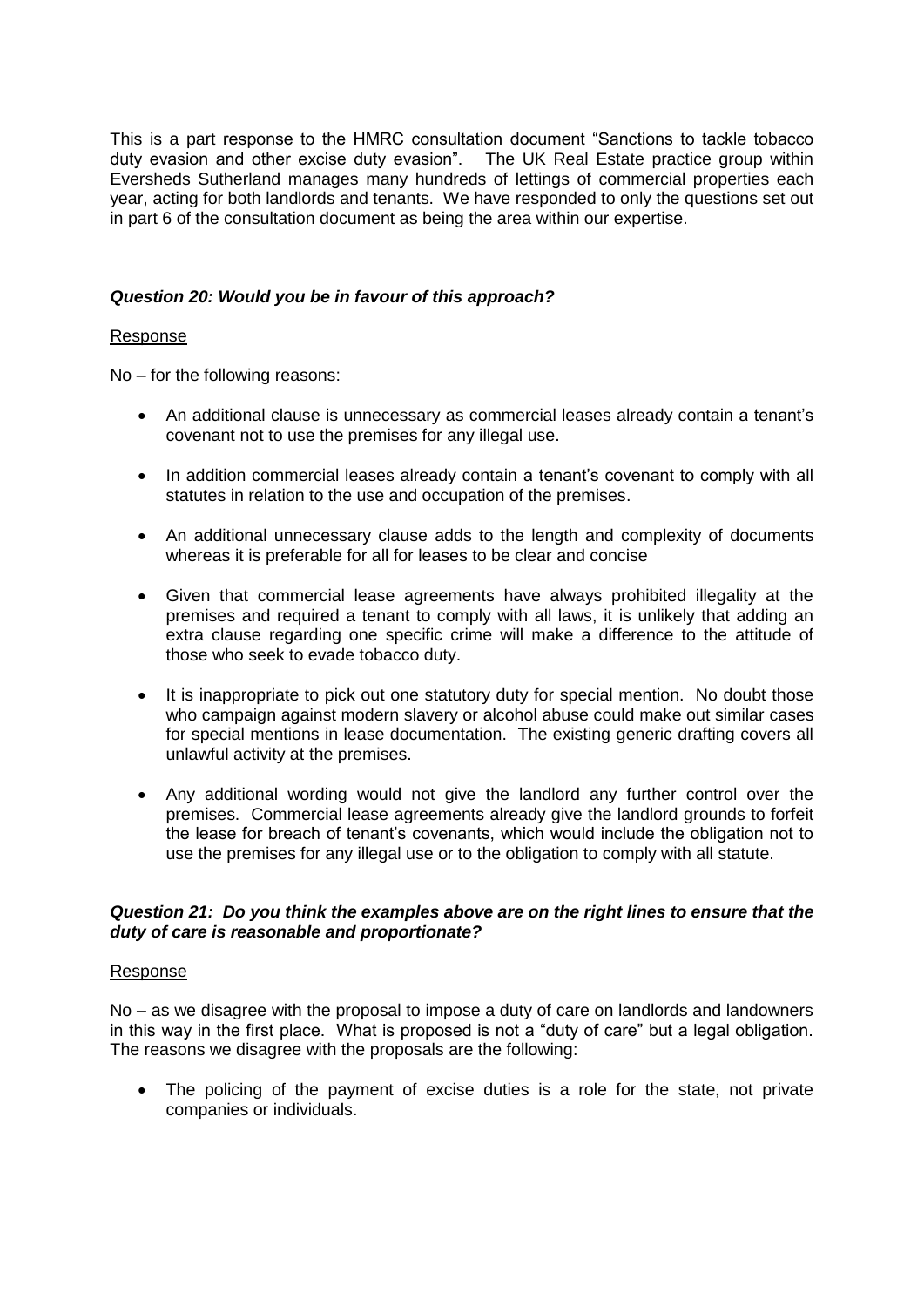This is a part response to the HMRC consultation document "Sanctions to tackle tobacco duty evasion and other excise duty evasion". The UK Real Estate practice group within Eversheds Sutherland manages many hundreds of lettings of commercial properties each year, acting for both landlords and tenants. We have responded to only the questions set out in part 6 of the consultation document as being the area within our expertise.

***Question 20: Would you be in favour of this approach?***

Response

No – for the following reasons:

- An additional clause is unnecessary as commercial leases already contain a tenant's covenant not to use the premises for any illegal use.
- In addition commercial leases already contain a tenant's covenant to comply with all statutes in relation to the use and occupation of the premises.
- An additional unnecessary clause adds to the length and complexity of documents whereas it is preferable for all for leases to be clear and concise
- Given that commercial lease agreements have always prohibited illegality at the premises and required a tenant to comply with all laws, it is unlikely that adding an extra clause regarding one specific crime will make a difference to the attitude of those who seek to evade tobacco duty.
- It is inappropriate to pick out one statutory duty for special mention. No doubt those who campaign against modern slavery or alcohol abuse could make out similar cases for special mentions in lease documentation. The existing generic drafting covers all unlawful activity at the premises.
- Any additional wording would not give the landlord any further control over the premises. Commercial lease agreements already give the landlord grounds to forfeit the lease for breach of tenant's covenants, which would include the obligation not to use the premises for any illegal use or to the obligation to comply with all statute.

***Question 21: Do you think the examples above are on the right lines to ensure that the duty of care is reasonable and proportionate?***

Response

No – as we disagree with the proposal to impose a duty of care on landlords and landowners in this way in the first place. What is proposed is not a "duty of care" but a legal obligation. The reasons we disagree with the proposals are the following:

- The policing of the payment of excise duties is a role for the state, not private companies or individuals.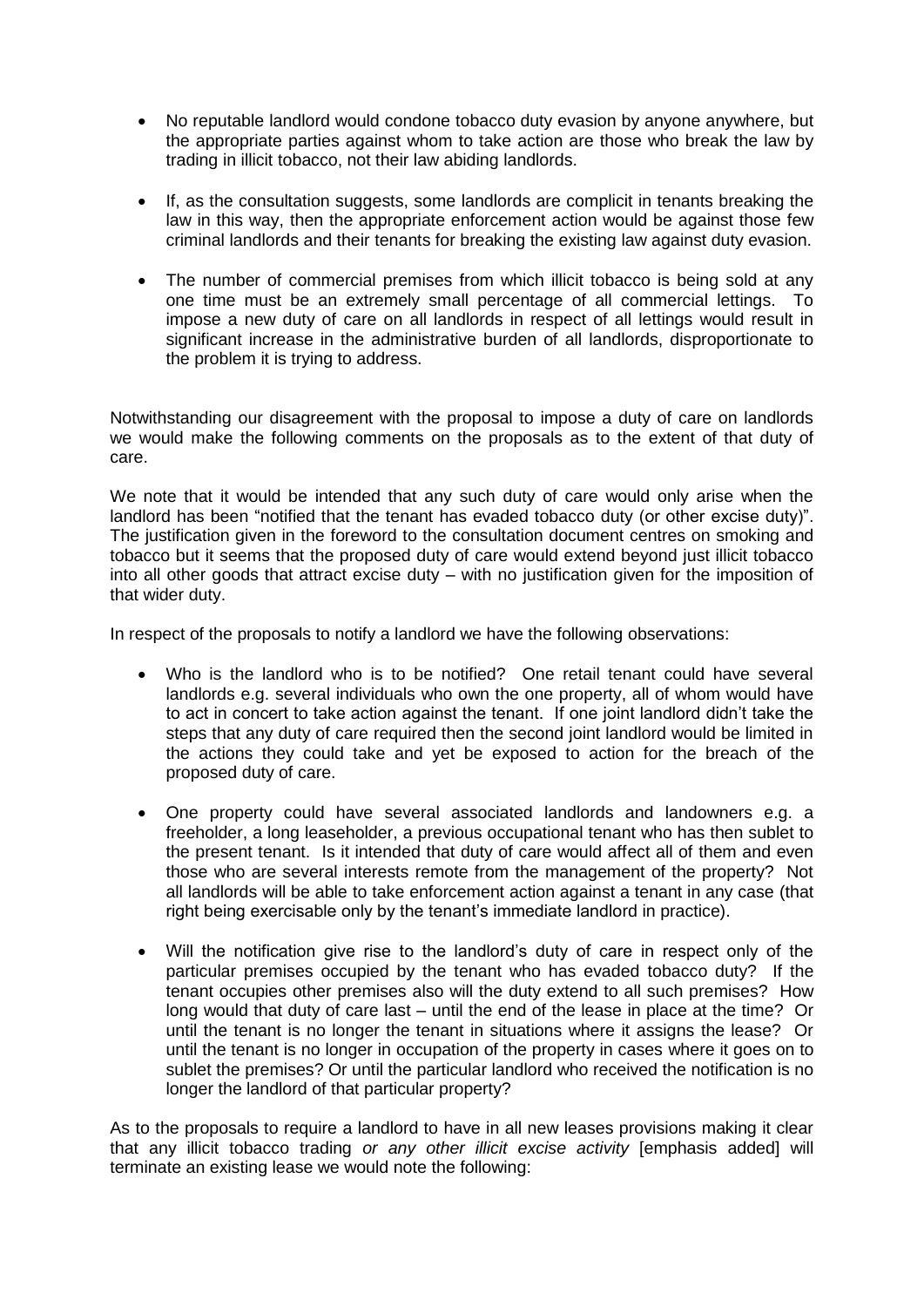- No reputable landlord would condone tobacco duty evasion by anyone anywhere, but the appropriate parties against whom to take action are those who break the law by trading in illicit tobacco, not their law abiding landlords.

- If, as the consultation suggests, some landlords are complicit in tenants breaking the law in this way, then the appropriate enforcement action would be against those few criminal landlords and their tenants for breaking the existing law against duty evasion.

- The number of commercial premises from which illicit tobacco is being sold at any one time must be an extremely small percentage of all commercial lettings. To impose a new duty of care on all landlords in respect of all lettings would result in significant increase in the administrative burden of all landlords, disproportionate to the problem it is trying to address.

Notwithstanding our disagreement with the proposal to impose a duty of care on landlords we would make the following comments on the proposals as to the extent of that duty of care.

We note that it would be intended that any such duty of care would only arise when the landlord has been "notified that the tenant has evaded tobacco duty (or other excise duty)". The justification given in the foreword to the consultation document centres on smoking and tobacco but it seems that the proposed duty of care would extend beyond just illicit tobacco into all other goods that attract excise duty – with no justification given for the imposition of that wider duty.

In respect of the proposals to notify a landlord we have the following observations:

- Who is the landlord who is to be notified? One retail tenant could have several landlords e.g. several individuals who own the one property, all of whom would have to act in concert to take action against the tenant. If one joint landlord didn't take the steps that any duty of care required then the second joint landlord would be limited in the actions they could take and yet be exposed to action for the breach of the proposed duty of care.

- One property could have several associated landlords and landowners e.g. a freeholder, a long leaseholder, a previous occupational tenant who has then sublet to the present tenant. Is it intended that duty of care would affect all of them and even those who are several interests remote from the management of the property? Not all landlords will be able to take enforcement action against a tenant in any case (that right being exercisable only by the tenant's immediate landlord in practice).

- Will the notification give rise to the landlord's duty of care in respect only of the particular premises occupied by the tenant who has evaded tobacco duty? If the tenant occupies other premises also will the duty extend to all such premises? How long would that duty of care last – until the end of the lease in place at the time? Or until the tenant is no longer the tenant in situations where it assigns the lease? Or until the tenant is no longer in occupation of the property in cases where it goes on to sublet the premises? Or until the particular landlord who received the notification is no longer the landlord of that particular property?

As to the proposals to require a landlord to have in all new leases provisions making it clear that any illicit tobacco trading *or any other illicit excise activity* [emphasis added] will terminate an existing lease we would note the following: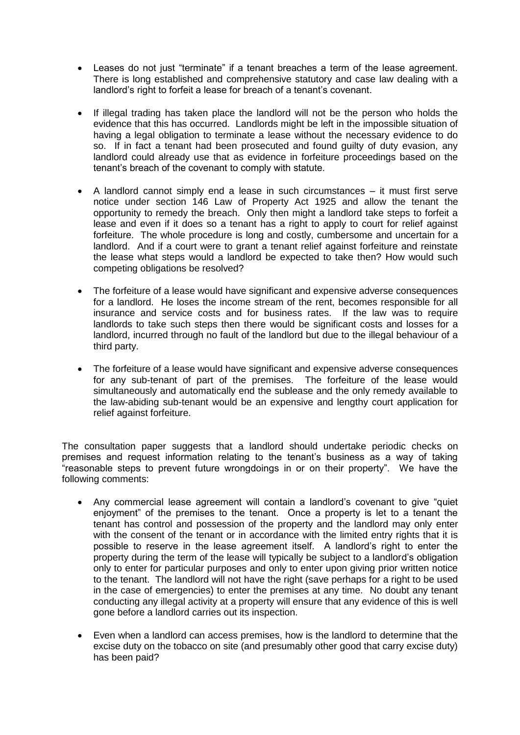- Leases do not just "terminate" if a tenant breaches a term of the lease agreement. There is long established and comprehensive statutory and case law dealing with a landlord's right to forfeit a lease for breach of a tenant's covenant.

- If illegal trading has taken place the landlord will not be the person who holds the evidence that this has occurred. Landlords might be left in the impossible situation of having a legal obligation to terminate a lease without the necessary evidence to do so. If in fact a tenant had been prosecuted and found guilty of duty evasion, any landlord could already use that as evidence in forfeiture proceedings based on the tenant's breach of the covenant to comply with statute.

- A landlord cannot simply end a lease in such circumstances – it must first serve notice under section 146 Law of Property Act 1925 and allow the tenant the opportunity to remedy the breach. Only then might a landlord take steps to forfeit a lease and even if it does so a tenant has a right to apply to court for relief against forfeiture. The whole procedure is long and costly, cumbersome and uncertain for a landlord. And if a court were to grant a tenant relief against forfeiture and reinstate the lease what steps would a landlord be expected to take then? How would such competing obligations be resolved?

- The forfeiture of a lease would have significant and expensive adverse consequences for a landlord. He loses the income stream of the rent, becomes responsible for all insurance and service costs and for business rates. If the law was to require landlords to take such steps then there would be significant costs and losses for a landlord, incurred through no fault of the landlord but due to the illegal behaviour of a third party.

- The forfeiture of a lease would have significant and expensive adverse consequences for any sub-tenant of part of the premises. The forfeiture of the lease would simultaneously and automatically end the sublease and the only remedy available to the law-abiding sub-tenant would be an expensive and lengthy court application for relief against forfeiture.

The consultation paper suggests that a landlord should undertake periodic checks on premises and request information relating to the tenant's business as a way of taking "reasonable steps to prevent future wrongdoings in or on their property". We have the following comments:

- Any commercial lease agreement will contain a landlord's covenant to give "quiet enjoyment" of the premises to the tenant. Once a property is let to a tenant the tenant has control and possession of the property and the landlord may only enter with the consent of the tenant or in accordance with the limited entry rights that it is possible to reserve in the lease agreement itself. A landlord's right to enter the property during the term of the lease will typically be subject to a landlord's obligation only to enter for particular purposes and only to enter upon giving prior written notice to the tenant. The landlord will not have the right (save perhaps for a right to be used in the case of emergencies) to enter the premises at any time. No doubt any tenant conducting any illegal activity at a property will ensure that any evidence of this is well gone before a landlord carries out its inspection.

- Even when a landlord can access premises, how is the landlord to determine that the excise duty on the tobacco on site (and presumably other good that carry excise duty) has been paid?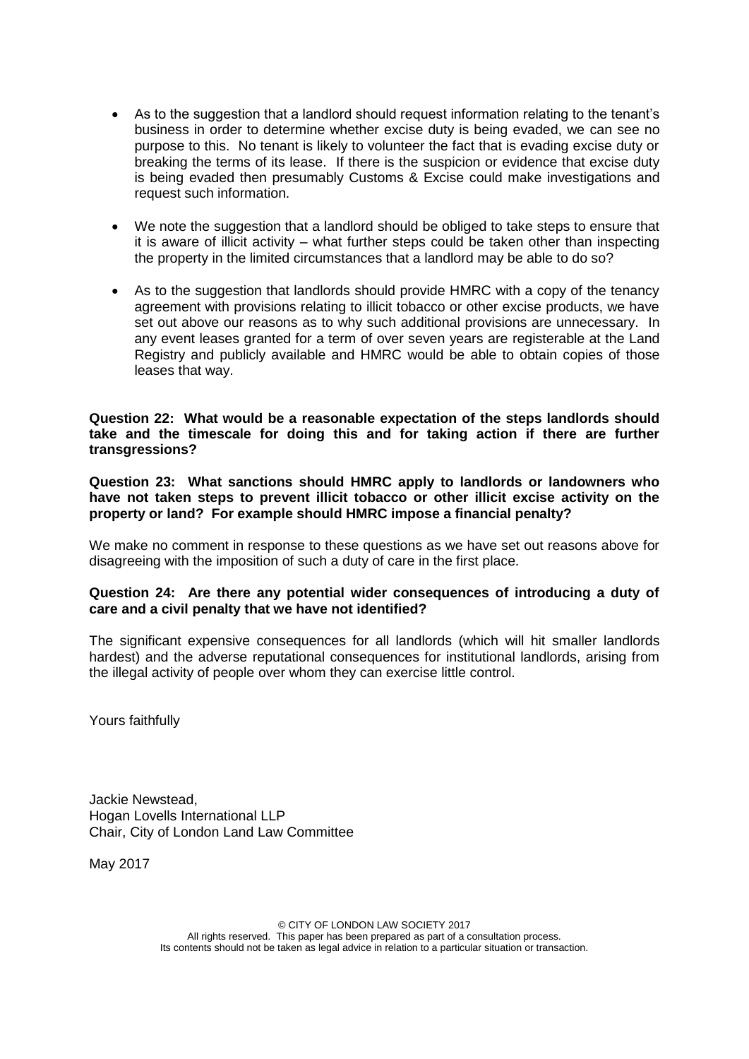- As to the suggestion that a landlord should request information relating to the tenant's business in order to determine whether excise duty is being evaded, we can see no purpose to this. No tenant is likely to volunteer the fact that is evading excise duty or breaking the terms of its lease. If there is the suspicion or evidence that excise duty is being evaded then presumably Customs & Excise could make investigations and request such information.

- We note the suggestion that a landlord should be obliged to take steps to ensure that it is aware of illicit activity – what further steps could be taken other than inspecting the property in the limited circumstances that a landlord may be able to do so?

- As to the suggestion that landlords should provide HMRC with a copy of the tenancy agreement with provisions relating to illicit tobacco or other excise products, we have set out above our reasons as to why such additional provisions are unnecessary. In any event leases granted for a term of over seven years are registerable at the Land Registry and publicly available and HMRC would be able to obtain copies of those leases that way.

**Question 22: What would be a reasonable expectation of the steps landlords should take and the timescale for doing this and for taking action if there are further transgressions?**

**Question 23: What sanctions should HMRC apply to landlords or landowners who have not taken steps to prevent illicit tobacco or other illicit excise activity on the property or land? For example should HMRC impose a financial penalty?**

We make no comment in response to these questions as we have set out reasons above for disagreeing with the imposition of such a duty of care in the first place.

**Question 24: Are there any potential wider consequences of introducing a duty of care and a civil penalty that we have not identified?**

The significant expensive consequences for all landlords (which will hit smaller landlords hardest) and the adverse reputational consequences for institutional landlords, arising from the illegal activity of people over whom they can exercise little control.

Yours faithfully

Jackie Newstead,
Hogan Lovells International LLP
Chair, City of London Land Law Committee

May 2017

© CITY OF LONDON LAW SOCIETY 2017
All rights reserved. This paper has been prepared as part of a consultation process.
Its contents should not be taken as legal advice in relation to a particular situation or transaction.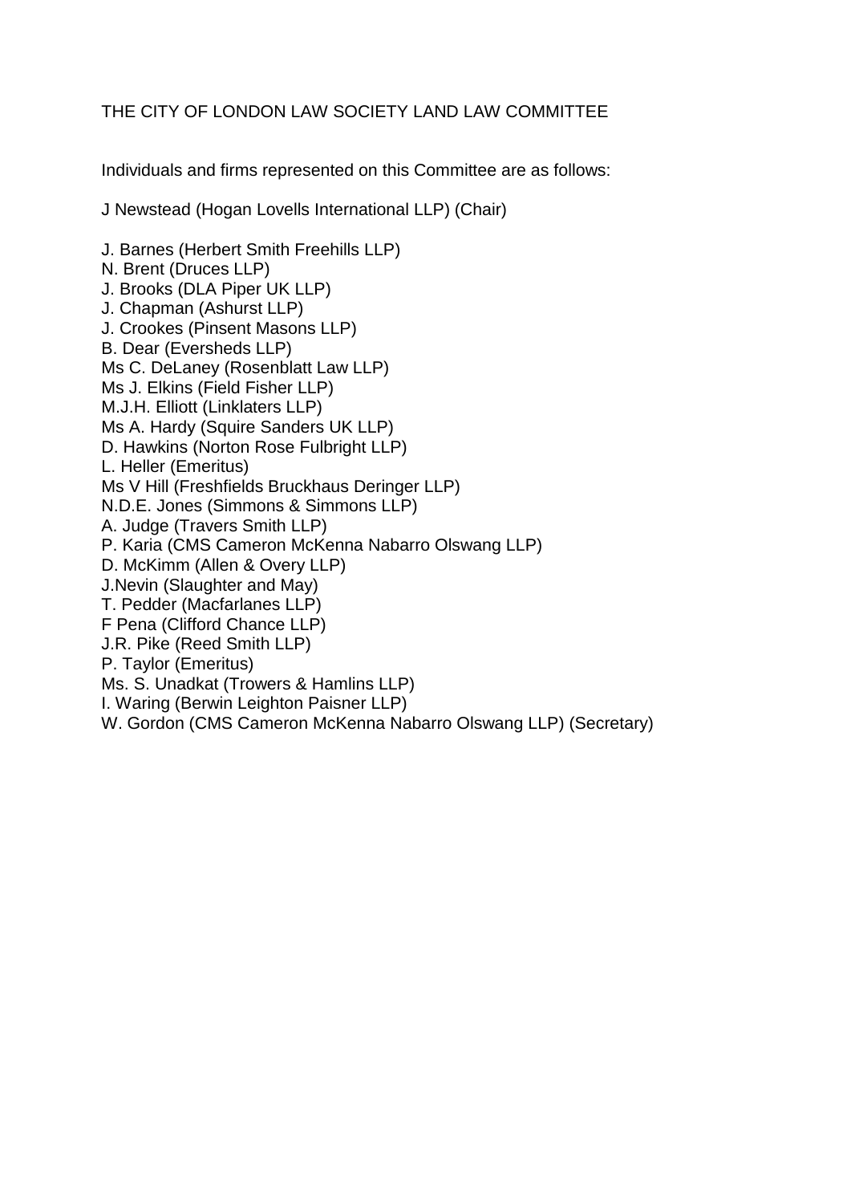THE CITY OF LONDON LAW SOCIETY LAND LAW COMMITTEE

Individuals and firms represented on this Committee are as follows:

J Newstead (Hogan Lovells International LLP) (Chair)

J. Barnes (Herbert Smith Freehills LLP)
N. Brent (Druces LLP)
J. Brooks (DLA Piper UK LLP)
J. Chapman (Ashurst LLP)
J. Crookes (Pinsent Masons LLP)
B. Dear (Eversheds LLP)
Ms C. DeLaney (Rosenblatt Law LLP)
Ms J. Elkins (Field Fisher LLP)
M.J.H. Elliott (Linklaters LLP)
Ms A. Hardy (Squire Sanders UK LLP)
D. Hawkins (Norton Rose Fulbright LLP)
L. Heller (Emeritus)
Ms V Hill (Freshfields Bruckhaus Deringer LLP)
N.D.E. Jones (Simmons & Simmons LLP)
A. Judge (Travers Smith LLP)
P. Karia (CMS Cameron McKenna Nabarro Olswang LLP)
D. McKimm (Allen & Overy LLP)
J.Nevin (Slaughter and May)
T. Pedder (Macfarlanes LLP)
F Pena (Clifford Chance LLP)
J.R. Pike (Reed Smith LLP)
P. Taylor (Emeritus)
Ms. S. Unadkat (Trowers & Hamlins LLP)
I. Waring (Berwin Leighton Paisner LLP)
W. Gordon (CMS Cameron McKenna Nabarro Olswang LLP) (Secretary)